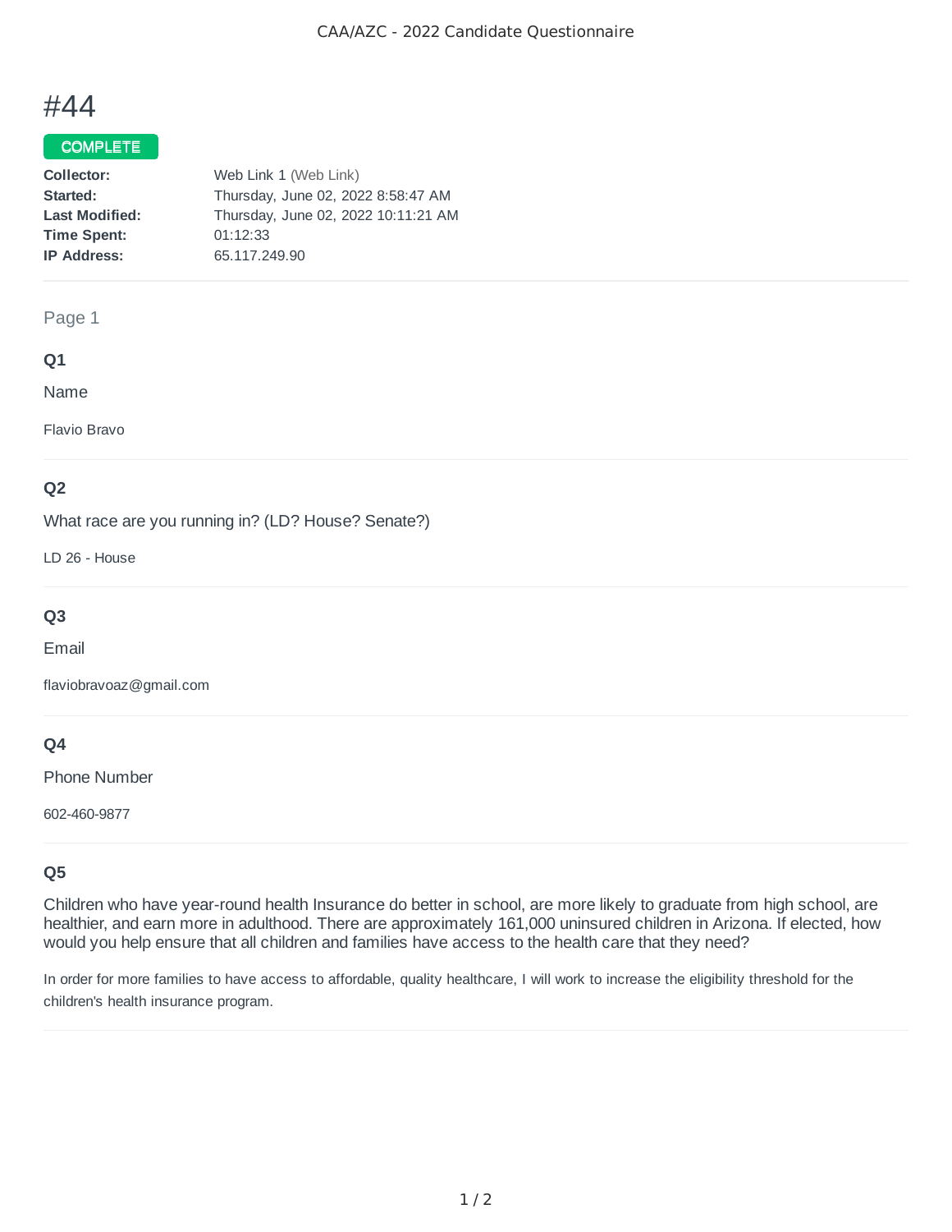# #44

**COMPLETE**

**Collector:** Web Link 1 (Web Link)
**Started:** Thursday, June 02, 2022 8:58:47 AM
**Last Modified:** Thursday, June 02, 2022 10:11:21 AM
**Time Spent:** 01:12:33
**IP Address:** 65.117.249.90

---

Page 1

### Q1

Name

Flavio Bravo

### Q2

What race are you running in? (LD? House? Senate?)

LD 26 - House

### Q3

Email

flaviobravoaz@gmail.com

### Q4

Phone Number

602-460-9877

### Q5

Children who have year-round health Insurance do better in school, are more likely to graduate from high school, are healthier, and earn more in adulthood. There are approximately 161,000 uninsured children in Arizona. If elected, how would you help ensure that all children and families have access to the health care that they need?

In order for more families to have access to affordable, quality healthcare, I will work to increase the eligibility threshold for the children's health insurance program.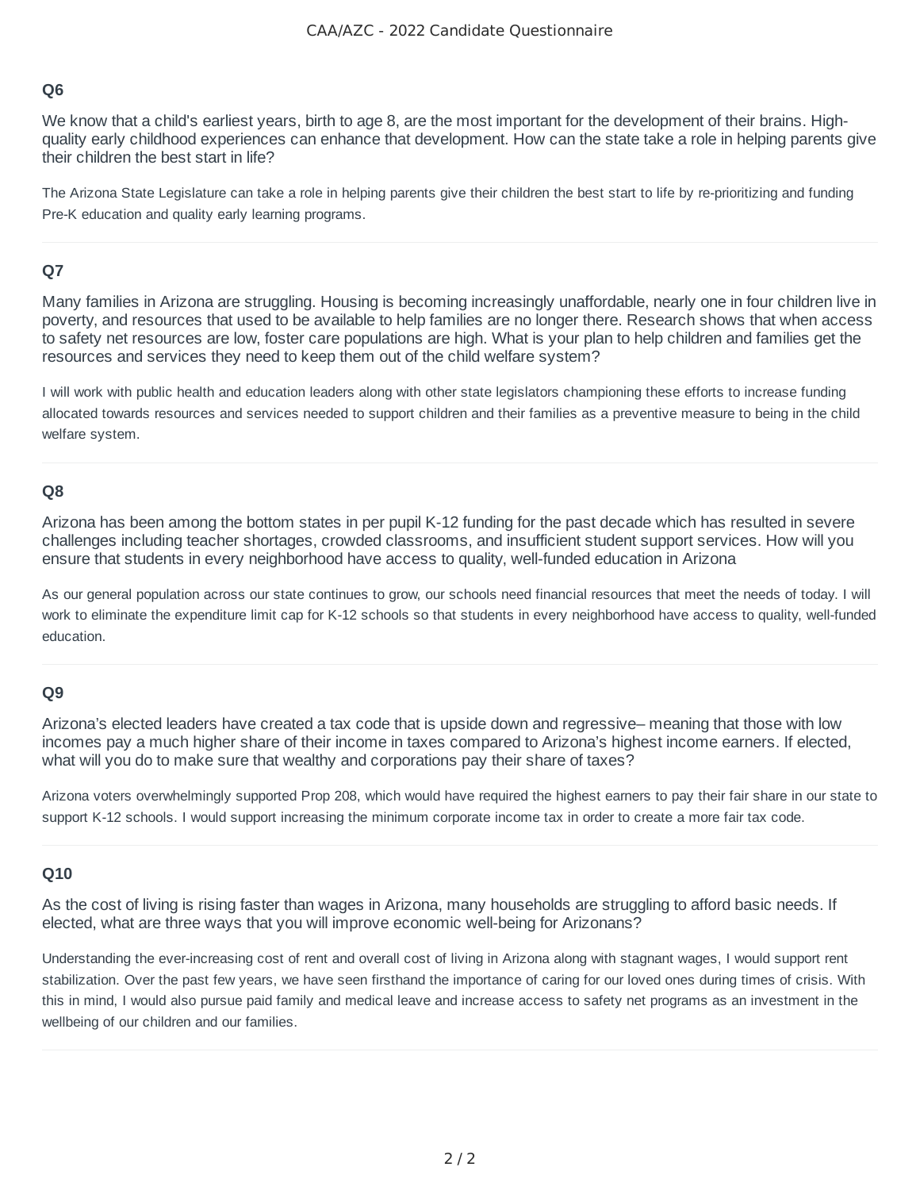### Q6

We know that a child's earliest years, birth to age 8, are the most important for the development of their brains. High-quality early childhood experiences can enhance that development. How can the state take a role in helping parents give their children the best start in life?

The Arizona State Legislature can take a role in helping parents give their children the best start to life by re-prioritizing and funding Pre-K education and quality early learning programs.

---

### Q7

Many families in Arizona are struggling. Housing is becoming increasingly unaffordable, nearly one in four children live in poverty, and resources that used to be available to help families are no longer there. Research shows that when access to safety net resources are low, foster care populations are high. What is your plan to help children and families get the resources and services they need to keep them out of the child welfare system?

I will work with public health and education leaders along with other state legislators championing these efforts to increase funding allocated towards resources and services needed to support children and their families as a preventive measure to being in the child welfare system.

---

### Q8

Arizona has been among the bottom states in per pupil K-12 funding for the past decade which has resulted in severe challenges including teacher shortages, crowded classrooms, and insufficient student support services. How will you ensure that students in every neighborhood have access to quality, well-funded education in Arizona

As our general population across our state continues to grow, our schools need financial resources that meet the needs of today. I will work to eliminate the expenditure limit cap for K-12 schools so that students in every neighborhood have access to quality, well-funded education.

---

### Q9

Arizona's elected leaders have created a tax code that is upside down and regressive– meaning that those with low incomes pay a much higher share of their income in taxes compared to Arizona's highest income earners. If elected, what will you do to make sure that wealthy and corporations pay their share of taxes?

Arizona voters overwhelmingly supported Prop 208, which would have required the highest earners to pay their fair share in our state to support K-12 schools. I would support increasing the minimum corporate income tax in order to create a more fair tax code.

---

### Q10

As the cost of living is rising faster than wages in Arizona, many households are struggling to afford basic needs. If elected, what are three ways that you will improve economic well-being for Arizonans?

Understanding the ever-increasing cost of rent and overall cost of living in Arizona along with stagnant wages, I would support rent stabilization. Over the past few years, we have seen firsthand the importance of caring for our loved ones during times of crisis. With this in mind, I would also pursue paid family and medical leave and increase access to safety net programs as an investment in the wellbeing of our children and our families.

---